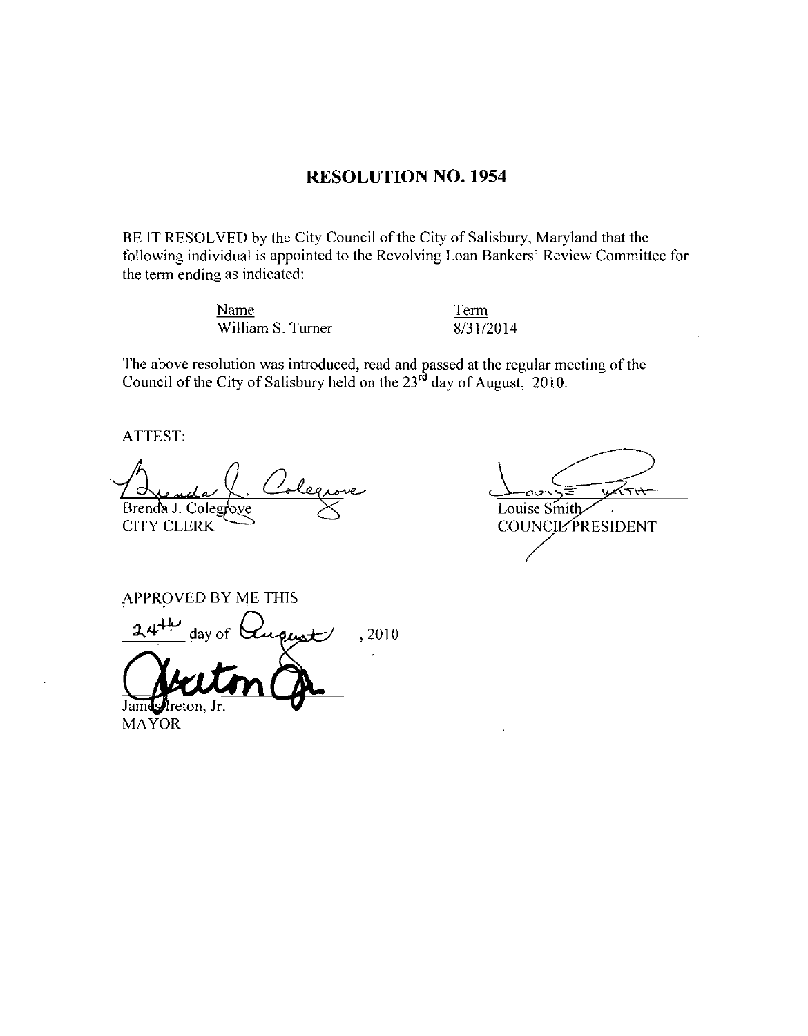# RESOLUTION NO. 1954

BE IT RESOLVED by the City Council of the City of Salisbury, Maryland that the following individual is appointed to the Revolving Loan Bankers' Review Committee for the term ending as indicated:

| Name | Term |
|---|---|
| William S. Turner | 8/31/2014 |

The above resolution was introduced, read and passed at the regular meeting of the Council of the City of Salisbury held on the 23rd day of August, 2010.

ATTEST:

Brenda J. Colegrove
CITY CLERK

Louise Smith
COUNCIL PRESIDENT

APPROVED BY ME THIS

24th day of August, 2010

James Ireton, Jr.
MAYOR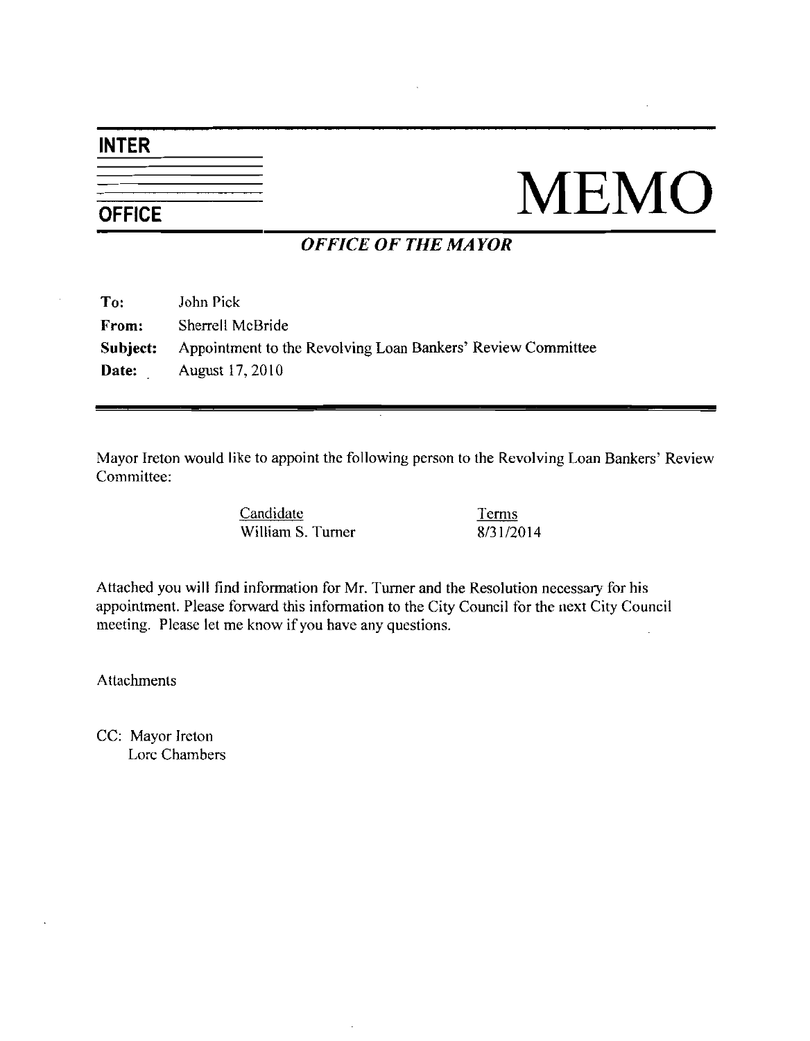# INTER OFFICE MEMO

## *OFFICE OF THE MAYOR*

**To:** John Pick
**From:** Sherrell McBride
**Subject:** Appointment to the Revolving Loan Bankers' Review Committee
**Date:** August 17, 2010

---

Mayor Ireton would like to appoint the following person to the Revolving Loan Bankers' Review Committee:

| Candidate | Terms |
|---|---|
| William S. Turner | 8/31/2014 |

Attached you will find information for Mr. Turner and the Resolution necessary for his appointment. Please forward this information to the City Council for the next City Council meeting. Please let me know if you have any questions.

Attachments

CC: Mayor Ireton
Lore Chambers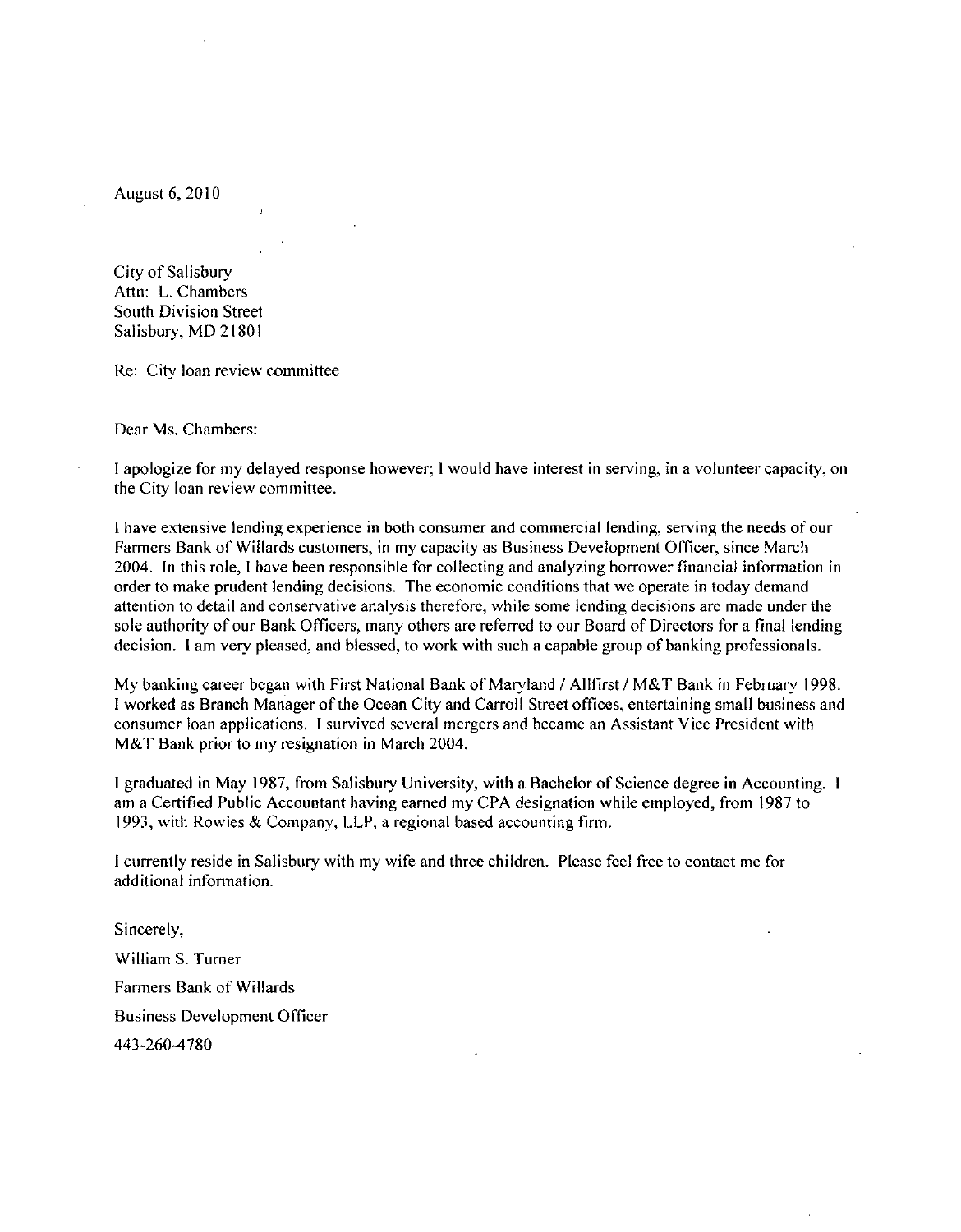August 6, 2010

City of Salisbury
Attn: L. Chambers
South Division Street
Salisbury, MD 21801

Re: City loan review committee

Dear Ms. Chambers:

I apologize for my delayed response however; I would have interest in serving, in a volunteer capacity, on the City loan review committee.

I have extensive lending experience in both consumer and commercial lending, serving the needs of our Farmers Bank of Willards customers, in my capacity as Business Development Officer, since March 2004. In this role, I have been responsible for collecting and analyzing borrower financial information in order to make prudent lending decisions. The economic conditions that we operate in today demand attention to detail and conservative analysis therefore, while some lending decisions are made under the sole authority of our Bank Officers, many others are referred to our Board of Directors for a final lending decision. I am very pleased, and blessed, to work with such a capable group of banking professionals.

My banking career began with First National Bank of Maryland / Allfirst / M&T Bank in February 1998. I worked as Branch Manager of the Ocean City and Carroll Street offices, entertaining small business and consumer loan applications. I survived several mergers and became an Assistant Vice President with M&T Bank prior to my resignation in March 2004.

I graduated in May 1987, from Salisbury University, with a Bachelor of Science degree in Accounting. I am a Certified Public Accountant having earned my CPA designation while employed, from 1987 to 1993, with Rowles & Company, LLP, a regional based accounting firm.

I currently reside in Salisbury with my wife and three children. Please feel free to contact me for additional information.

Sincerely,

William S. Turner

Farmers Bank of Willards

Business Development Officer

443-260-4780